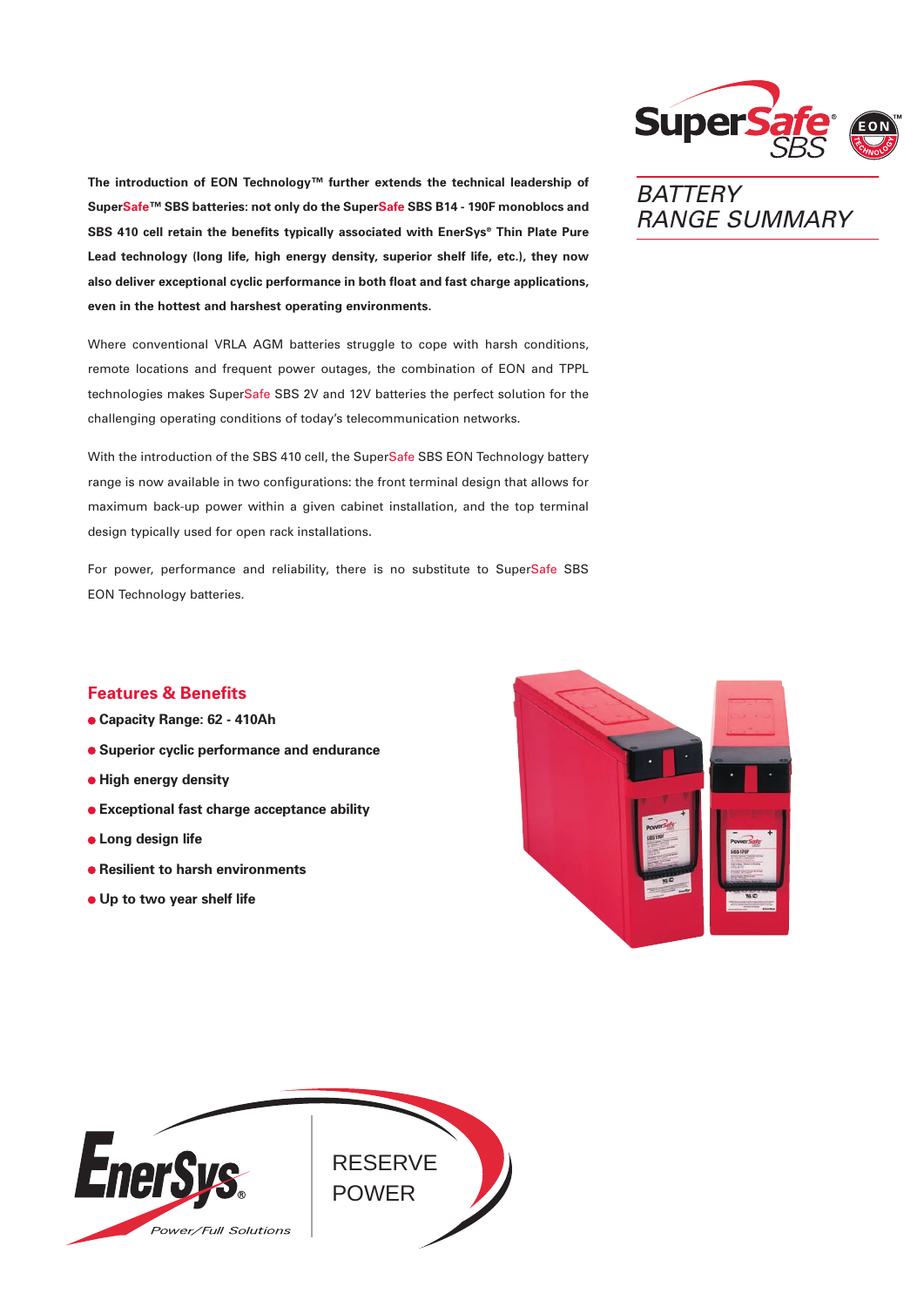SuperSafe® SBS

# BATTERY RANGE SUMMARY

**The introduction of EON Technology™ further extends the technical leadership of SuperSafe™ SBS batteries: not only do the SuperSafe SBS B14 - 190F monoblocs and SBS 410 cell retain the benefits typically associated with EnerSys® Thin Plate Pure Lead technology (long life, high energy density, superior shelf life, etc.), they now also deliver exceptional cyclic performance in both float and fast charge applications, even in the hottest and harshest operating environments.**

Where conventional VRLA AGM batteries struggle to cope with harsh conditions, remote locations and frequent power outages, the combination of EON and TPPL technologies makes SuperSafe SBS 2V and 12V batteries the perfect solution for the challenging operating conditions of today's telecommunication networks.

With the introduction of the SBS 410 cell, the SuperSafe SBS EON Technology battery range is now available in two configurations: the front terminal design that allows for maximum back-up power within a given cabinet installation, and the top terminal design typically used for open rack installations.

For power, performance and reliability, there is no substitute to SuperSafe SBS EON Technology batteries.

## Features & Benefits

- **Capacity Range: 62 - 410Ah**
- **Superior cyclic performance and endurance**
- **High energy density**
- **Exceptional fast charge acceptance ability**
- **Long design life**
- **Resilient to harsh environments**
- **Up to two year shelf life**

EnerSys® Power/Full Solutions

RESERVE POWER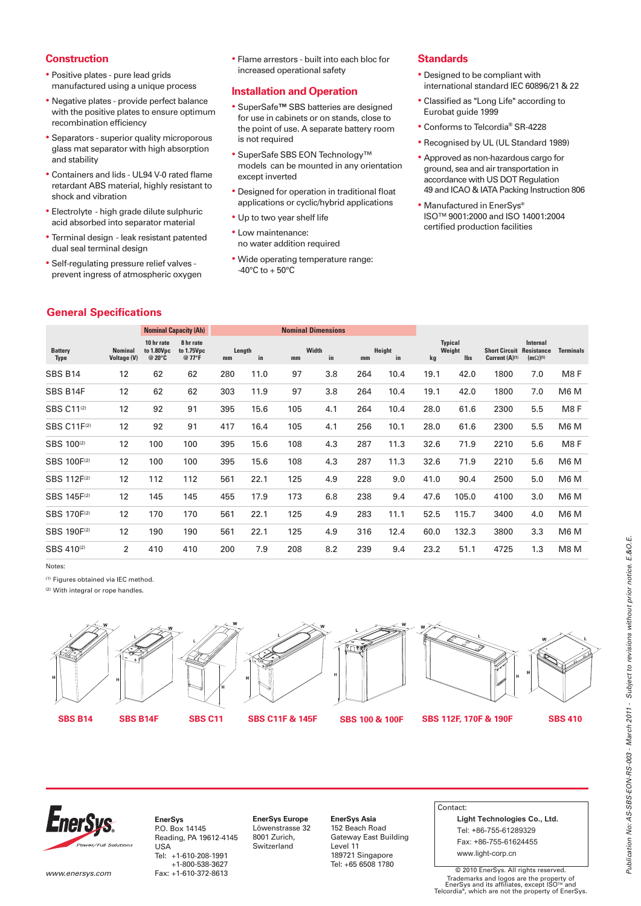## Construction

- Positive plates - pure lead grids manufactured using a unique process
- Negative plates - provide perfect balance with the positive plates to ensure optimum recombination efficiency
- Separators - superior quality microporous glass mat separator with high absorption and stability
- Containers and lids - UL94 V-0 rated flame retardant ABS material, highly resistant to shock and vibration
- Electrolyte - high grade dilute sulphuric acid absorbed into separator material
- Terminal design - leak resistant patented dual seal terminal design
- Self-regulating pressure relief valves - prevent ingress of atmospheric oxygen
- Flame arrestors - built into each bloc for increased operational safety

## Installation and Operation

- SuperSafe™ SBS batteries are designed for use in cabinets or on stands, close to the point of use. A separate battery room is not required
- SuperSafe SBS EON Technology™ models can be mounted in any orientation except inverted
- Designed for operation in traditional float applications or cyclic/hybrid applications
- Up to two year shelf life
- Low maintenance: no water addition required
- Wide operating temperature range: -40°C to + 50°C

## Standards

- Designed to be compliant with international standard IEC 60896/21 & 22
- Classified as "Long Life" according to Eurobat guide 1999
- Conforms to Telcordia® SR-4228
- Recognised by UL (UL Standard 1989)
- Approved as non-hazardous cargo for ground, sea and air transportation in accordance with US DOT Regulation 49 and ICAO & IATA Packing Instruction 806
- Manufactured in EnerSys® ISO™ 9001:2000 and ISO 14001:2004 certified production facilities

## General Specifications

| Battery Type | Nominal Voltage (V) | Nominal Capacity (Ah) 10 hr rate to 1.80Vpc @ 20°C | Nominal Capacity (Ah) 8 hr rate to 1.75Vpc @ 77°F | Length mm | Length in | Width mm | Width in | Height mm | Height in | Typical Weight kg | Typical Weight lbs | Short Circuit Current (A)[1] | Internal Resistance (mΩ)[1] | Terminals |
|---|---|---|---|---|---|---|---|---|---|---|---|---|---|---|
| SBS B14 | 12 | 62 | 62 | 280 | 11.0 | 97 | 3.8 | 264 | 10.4 | 19.1 | 42.0 | 1800 | 7.0 | M8 F |
| SBS B14F | 12 | 62 | 62 | 303 | 11.9 | 97 | 3.8 | 264 | 10.4 | 19.1 | 42.0 | 1800 | 7.0 | M6 M |
| SBS C11[2] | 12 | 92 | 91 | 395 | 15.6 | 105 | 4.1 | 264 | 10.4 | 28.0 | 61.6 | 2300 | 5.5 | M8 F |
| SBS C11F[2] | 12 | 92 | 91 | 417 | 16.4 | 105 | 4.1 | 256 | 10.1 | 28.0 | 61.6 | 2300 | 5.5 | M6 M |
| SBS 100[2] | 12 | 100 | 100 | 395 | 15.6 | 108 | 4.3 | 287 | 11.3 | 32.6 | 71.9 | 2210 | 5.6 | M8 F |
| SBS 100F[2] | 12 | 100 | 100 | 395 | 15.6 | 108 | 4.3 | 287 | 11.3 | 32.6 | 71.9 | 2210 | 5.6 | M6 M |
| SBS 112F[2] | 12 | 112 | 112 | 561 | 22.1 | 125 | 4.9 | 228 | 9.0 | 41.0 | 90.4 | 2500 | 5.0 | M6 M |
| SBS 145F[2] | 12 | 145 | 145 | 455 | 17.9 | 173 | 6.8 | 238 | 9.4 | 47.6 | 105.0 | 4100 | 3.0 | M6 M |
| SBS 170F[2] | 12 | 170 | 170 | 561 | 22.1 | 125 | 4.9 | 283 | 11.1 | 52.5 | 115.7 | 3400 | 4.0 | M6 M |
| SBS 190F[2] | 12 | 190 | 190 | 561 | 22.1 | 125 | 4.9 | 316 | 12.4 | 60.0 | 132.3 | 3800 | 3.3 | M6 M |
| SBS 410[2] | 2 | 410 | 410 | 200 | 7.9 | 208 | 8.2 | 239 | 9.4 | 23.2 | 51.1 | 4725 | 1.3 | M8 M |

Notes:

[1] Figures obtained via IEC method.

[2] With integral or rope handles.

SBS B14 SBS B14F SBS C11 SBS C11F & 145F SBS 100 & 100F SBS 112F, 170F & 190F SBS 410

**EnerSys**
P.O. Box 14145
Reading, PA 19612-4145
USA
Tel: +1-610-208-1991
+1-800-538-3627
Fax: +1-610-372-8613

**EnerSys Europe**
Löwenstrasse 32
8001 Zurich,
Switzerland

**EnerSys Asia**
152 Beach Road
Gateway East Building
Level 11
189721 Singapore
Tel: +65 6508 1780

Contact:
**Light Technologies Co., Ltd.**
Tel: +86-755-61289329
Fax: +86-755-61624455
www.light-corp.cn

www.enersys.com

© 2010 EnerSys. All rights reserved.
Trademarks and logos are the property of EnerSys and its affiliates, except ISO™ and Telcordia®, which are not the property of EnerSys.

Publication No: AS-SBS-EON-RS-003 - March 2011 - Subject to revisions without prior notice. E.&O.E.